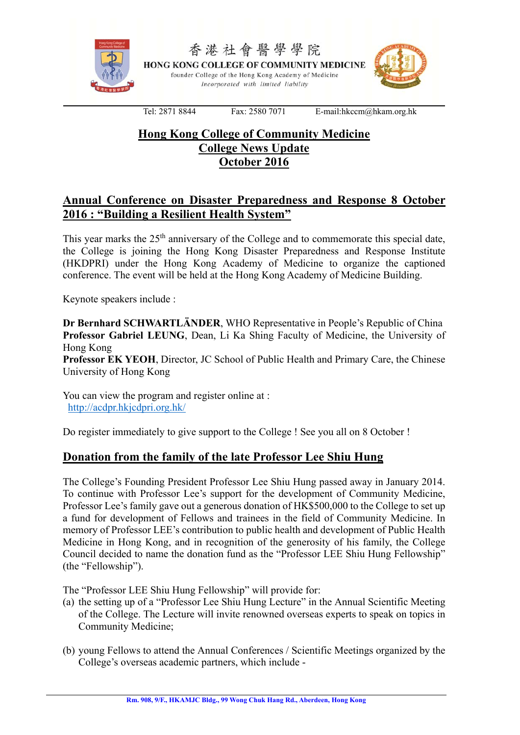香港社會醫學學院

HONG KONG COLLEGE OF COMMUNITY MEDICINE

founder College of the Hong Kong Academy of Medicine

*Incorporated with limited liability*

Tel: 2871 8844 Fax: 2580 7071 E-mail:hkccm@hkam.org.hk

# Hong Kong College of Community Medicine
# College News Update
# October 2016

## Annual Conference on Disaster Preparedness and Response 8 October 2016 : "Building a Resilient Health System"

This year marks the 25th anniversary of the College and to commemorate this special date, the College is joining the Hong Kong Disaster Preparedness and Response Institute (HKDPRI) under the Hong Kong Academy of Medicine to organize the captioned conference. The event will be held at the Hong Kong Academy of Medicine Building.

Keynote speakers include :

**Dr Bernhard SCHWARTLÄNDER**, WHO Representative in People's Republic of China
**Professor Gabriel LEUNG**, Dean, Li Ka Shing Faculty of Medicine, the University of Hong Kong
**Professor EK YEOH**, Director, JC School of Public Health and Primary Care, the Chinese University of Hong Kong

You can view the program and register online at :
http://acdpr.hkjcdpri.org.hk/

Do register immediately to give support to the College ! See you all on 8 October !

## Donation from the family of the late Professor Lee Shiu Hung

The College's Founding President Professor Lee Shiu Hung passed away in January 2014. To continue with Professor Lee's support for the development of Community Medicine, Professor Lee's family gave out a generous donation of HK$500,000 to the College to set up a fund for development of Fellows and trainees in the field of Community Medicine. In memory of Professor LEE's contribution to public health and development of Public Health Medicine in Hong Kong, and in recognition of the generosity of his family, the College Council decided to name the donation fund as the "Professor LEE Shiu Hung Fellowship" (the "Fellowship").

The "Professor LEE Shiu Hung Fellowship" will provide for:

(a) the setting up of a "Professor Lee Shiu Hung Lecture" in the Annual Scientific Meeting of the College. The Lecture will invite renowned overseas experts to speak on topics in Community Medicine;

(b) young Fellows to attend the Annual Conferences / Scientific Meetings organized by the College's overseas academic partners, which include -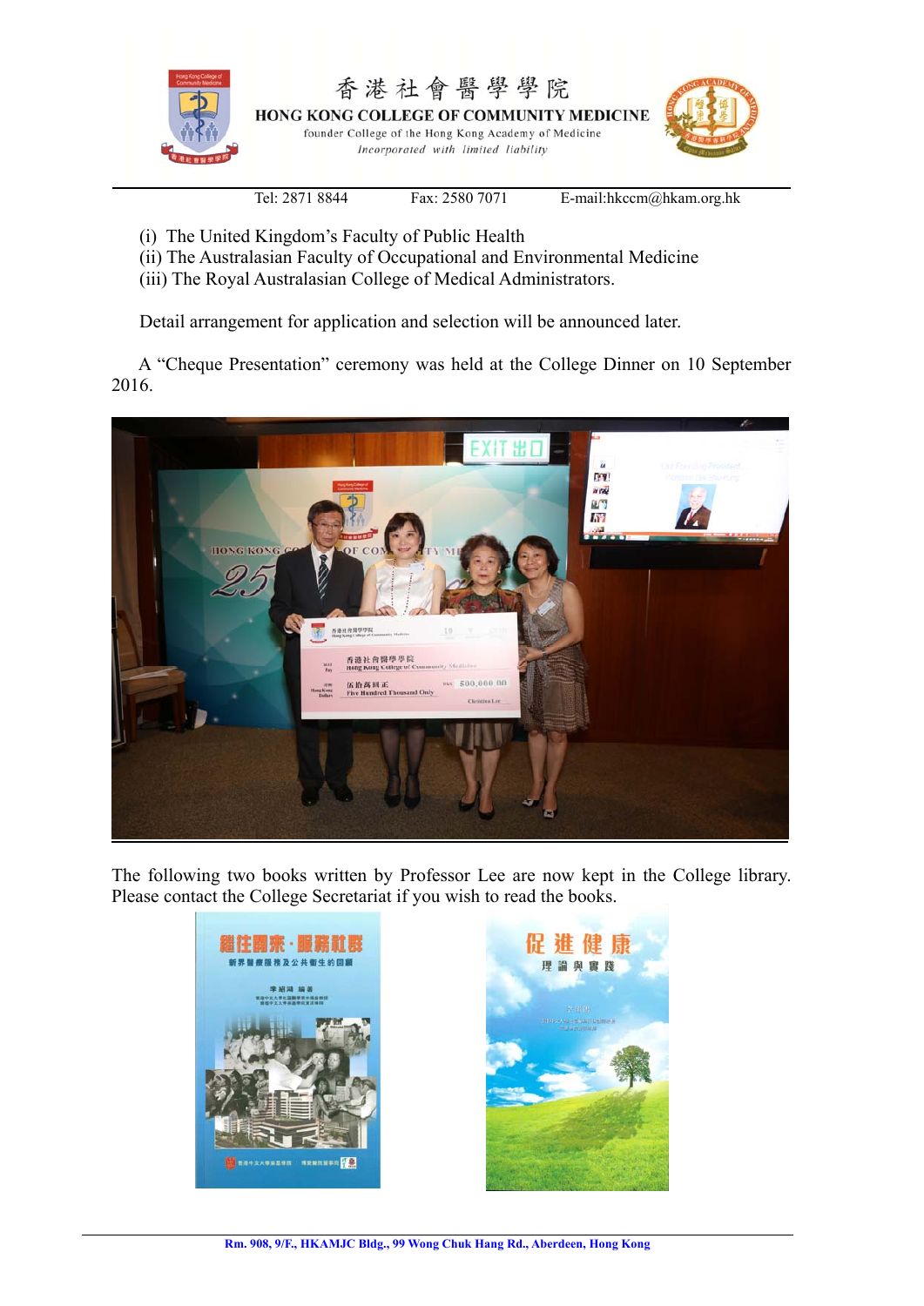(i) The United Kingdom's Faculty of Public Health
(ii) The Australasian Faculty of Occupational and Environmental Medicine
(iii) The Royal Australasian College of Medical Administrators.

Detail arrangement for application and selection will be announced later.

A "Cheque Presentation" ceremony was held at the College Dinner on 10 September 2016.

The following two books written by Professor Lee are now kept in the College library. Please contact the College Secretariat if you wish to read the books.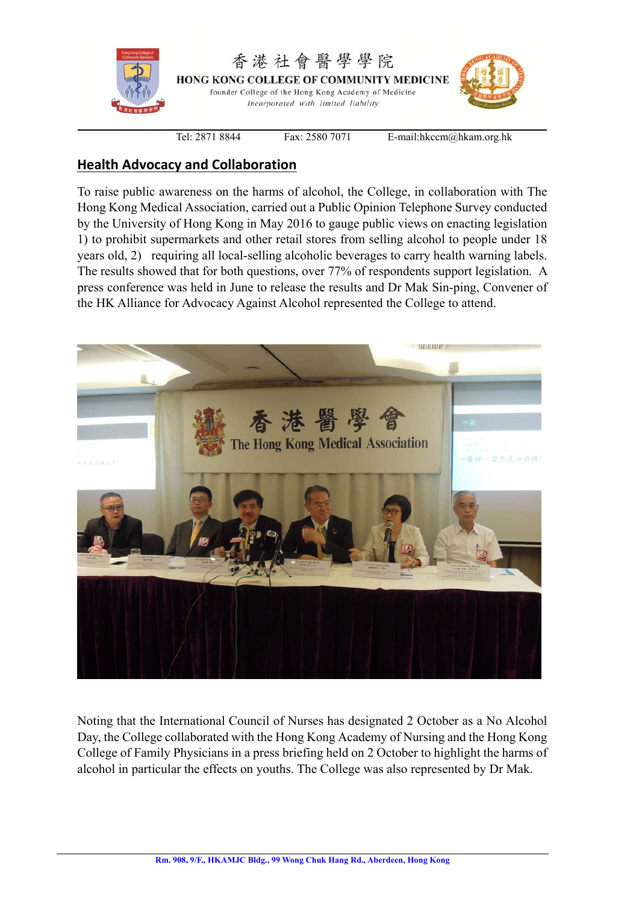## Health Advocacy and Collaboration

To raise public awareness on the harms of alcohol, the College, in collaboration with The Hong Kong Medical Association, carried out a Public Opinion Telephone Survey conducted by the University of Hong Kong in May 2016 to gauge public views on enacting legislation 1) to prohibit supermarkets and other retail stores from selling alcohol to people under 18 years old, 2) requiring all local-selling alcoholic beverages to carry health warning labels. The results showed that for both questions, over 77% of respondents support legislation. A press conference was held in June to release the results and Dr Mak Sin-ping, Convener of the HK Alliance for Advocacy Against Alcohol represented the College to attend.

Noting that the International Council of Nurses has designated 2 October as a No Alcohol Day, the College collaborated with the Hong Kong Academy of Nursing and the Hong Kong College of Family Physicians in a press briefing held on 2 October to highlight the harms of alcohol in particular the effects on youths. The College was also represented by Dr Mak.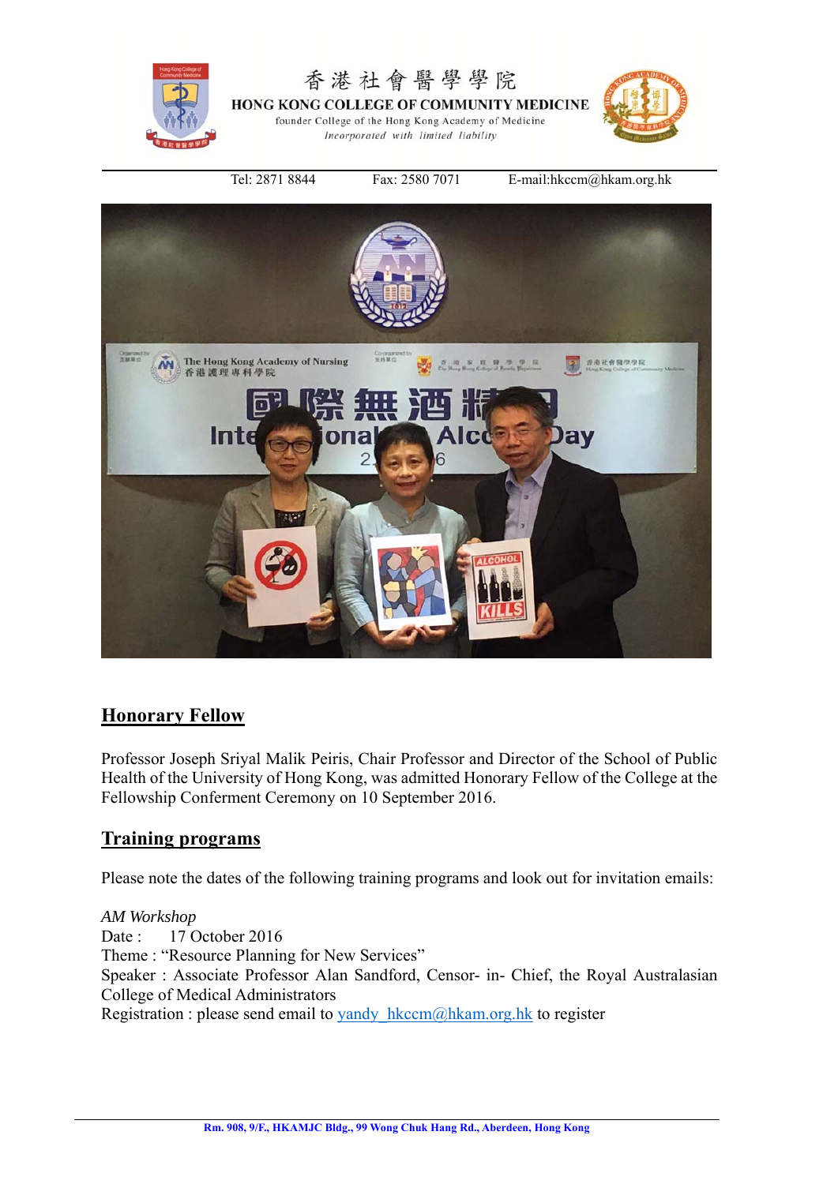## Honorary Fellow

Professor Joseph Sriyal Malik Peiris, Chair Professor and Director of the School of Public Health of the University of Hong Kong, was admitted Honorary Fellow of the College at the Fellowship Conferment Ceremony on 10 September 2016.

## Training programs

Please note the dates of the following training programs and look out for invitation emails:

*AM Workshop*
Date : 17 October 2016
Theme : "Resource Planning for New Services"
Speaker : Associate Professor Alan Sandford, Censor- in- Chief, the Royal Australasian College of Medical Administrators
Registration : please send email to yandy_hkccm@hkam.org.hk to register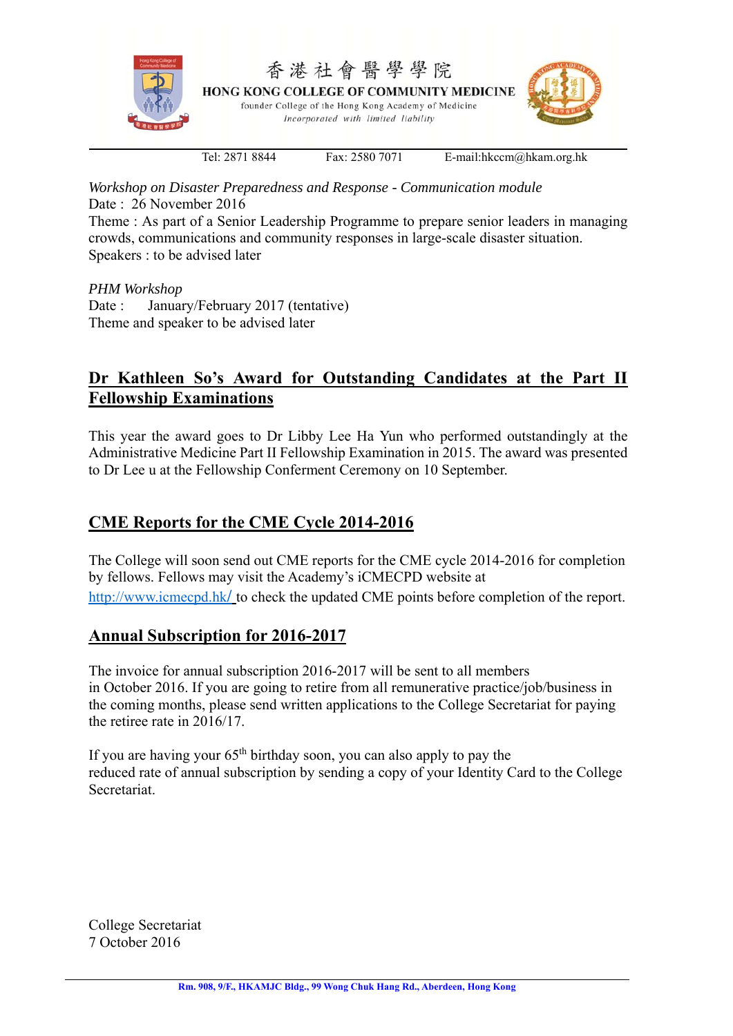香港社會醫學學院

HONG KONG COLLEGE OF COMMUNITY MEDICINE

founder College of the Hong Kong Academy of Medicine

*Incorporated with limited liability*

Tel: 2871 8844 Fax: 2580 7071 E-mail:hkccm@hkam.org.hk

*Workshop on Disaster Preparedness and Response - Communication module*
Date : 26 November 2016
Theme : As part of a Senior Leadership Programme to prepare senior leaders in managing crowds, communications and community responses in large-scale disaster situation.
Speakers : to be advised later

*PHM Workshop*
Date : January/February 2017 (tentative)
Theme and speaker to be advised later

## Dr Kathleen So's Award for Outstanding Candidates at the Part II Fellowship Examinations

This year the award goes to Dr Libby Lee Ha Yun who performed outstandingly at the Administrative Medicine Part II Fellowship Examination in 2015. The award was presented to Dr Lee u at the Fellowship Conferment Ceremony on 10 September.

## CME Reports for the CME Cycle 2014-2016

The College will soon send out CME reports for the CME cycle 2014-2016 for completion by fellows. Fellows may visit the Academy's iCMECPD website at http://www.icmecpd.hk/ to check the updated CME points before completion of the report.

## Annual Subscription for 2016-2017

The invoice for annual subscription 2016-2017 will be sent to all members in October 2016. If you are going to retire from all remunerative practice/job/business in the coming months, please send written applications to the College Secretariat for paying the retiree rate in 2016/17.

If you are having your 65th birthday soon, you can also apply to pay the reduced rate of annual subscription by sending a copy of your Identity Card to the College Secretariat.

College Secretariat
7 October 2016

Rm. 908, 9/F., HKAMJC Bldg., 99 Wong Chuk Hang Rd., Aberdeen, Hong Kong